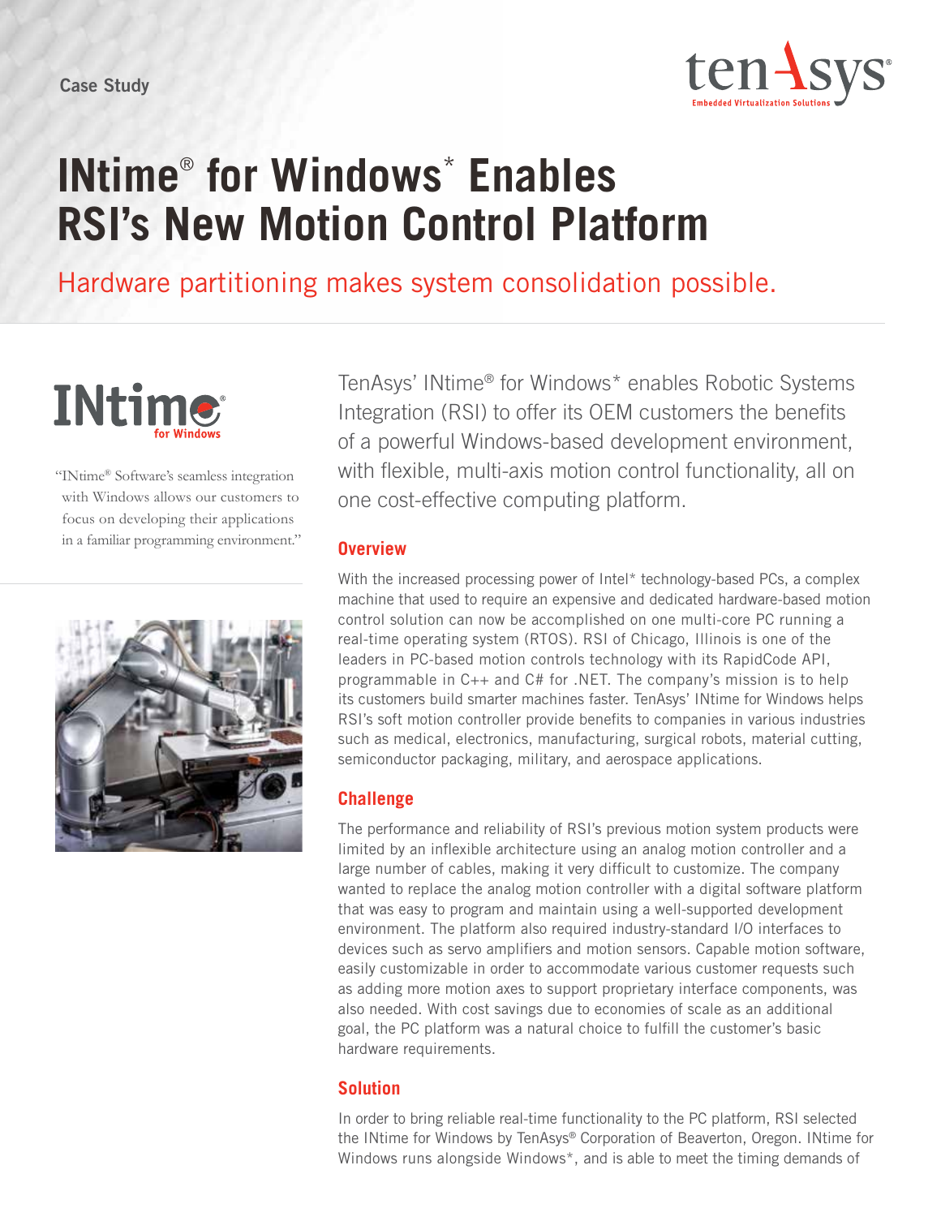Case Study

# INtime® for Windows* Enables RSI's New Motion Control Platform

Hardware partitioning makes system consolidation possible.

"INtime® Software's seamless integration with Windows allows our customers to focus on developing their applications in a familiar programming environment."

TenAsys' INtime® for Windows* enables Robotic Systems Integration (RSI) to offer its OEM customers the benefits of a powerful Windows-based development environment, with flexible, multi-axis motion control functionality, all on one cost-effective computing platform.

## Overview

With the increased processing power of Intel* technology-based PCs, a complex machine that used to require an expensive and dedicated hardware-based motion control solution can now be accomplished on one multi-core PC running a real-time operating system (RTOS). RSI of Chicago, Illinois is one of the leaders in PC-based motion controls technology with its RapidCode API, programmable in C++ and C# for .NET. The company's mission is to help its customers build smarter machines faster. TenAsys' INtime for Windows helps RSI's soft motion controller provide benefits to companies in various industries such as medical, electronics, manufacturing, surgical robots, material cutting, semiconductor packaging, military, and aerospace applications.

## Challenge

The performance and reliability of RSI's previous motion system products were limited by an inflexible architecture using an analog motion controller and a large number of cables, making it very difficult to customize. The company wanted to replace the analog motion controller with a digital software platform that was easy to program and maintain using a well-supported development environment. The platform also required industry-standard I/O interfaces to devices such as servo amplifiers and motion sensors. Capable motion software, easily customizable in order to accommodate various customer requests such as adding more motion axes to support proprietary interface components, was also needed. With cost savings due to economies of scale as an additional goal, the PC platform was a natural choice to fulfill the customer's basic hardware requirements.

## Solution

In order to bring reliable real-time functionality to the PC platform, RSI selected the INtime for Windows by TenAsys® Corporation of Beaverton, Oregon. INtime for Windows runs alongside Windows*, and is able to meet the timing demands of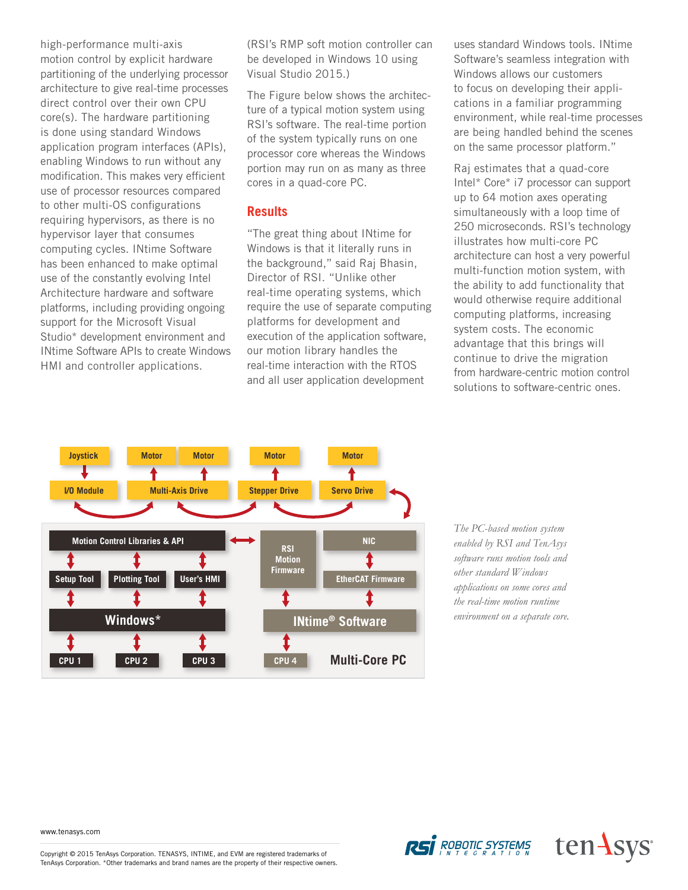high-performance multi-axis motion control by explicit hardware partitioning of the underlying processor architecture to give real-time processes direct control over their own CPU core(s). The hardware partitioning is done using standard Windows application program interfaces (APIs), enabling Windows to run without any modification. This makes very efficient use of processor resources compared to other multi-OS configurations requiring hypervisors, as there is no hypervisor layer that consumes computing cycles. INtime Software has been enhanced to make optimal use of the constantly evolving Intel Architecture hardware and software platforms, including providing ongoing support for the Microsoft Visual Studio* development environment and INtime Software APIs to create Windows HMI and controller applications. (RSI's RMP soft motion controller can be developed in Windows 10 using Visual Studio 2015.)

The Figure below shows the architecture of a typical motion system using RSI's software. The real-time portion of the system typically runs on one processor core whereas the Windows portion may run on as many as three cores in a quad-core PC.

## Results

"The great thing about INtime for Windows is that it literally runs in the background," said Raj Bhasin, Director of RSI. "Unlike other real-time operating systems, which require the use of separate computing platforms for development and execution of the application software, our motion library handles the real-time interaction with the RTOS and all user application development uses standard Windows tools. INtime Software's seamless integration with Windows allows our customers to focus on developing their applications in a familiar programming environment, while real-time processes are being handled behind the scenes on the same processor platform."

Raj estimates that a quad-core Intel* Core* i7 processor can support up to 64 motion axes operating simultaneously with a loop time of 250 microseconds. RSI's technology illustrates how multi-core PC architecture can host a very powerful multi-function motion system, with the ability to add functionality that would otherwise require additional computing platforms, increasing system costs. The economic advantage that this brings will continue to drive the migration from hardware-centric motion control solutions to software-centric ones.

Joystick
Motor
Motor
Motor
Motor
I/O Module
Multi-Axis Drive
Stepper Drive
Servo Drive
Motion Control Libraries & API
RSI Motion Firmware
NIC
Setup Tool
Plotting Tool
User's HMI
EtherCAT Firmware
Windows*
INtime® Software
CPU 1
CPU 2
CPU 3
CPU 4
Multi-Core PC

*The PC-based motion system enabled by RSI and TenAsys software runs motion tools and other standard Windows applications on some cores and the real-time motion runtime environment on a separate core.*

www.tenasys.com

Copyright © 2015 TenAsys Corporation. TENASYS, INTIME, and EVM are registered trademarks of TenAsys Corporation. *Other trademarks and brand names are the property of their respective owners.